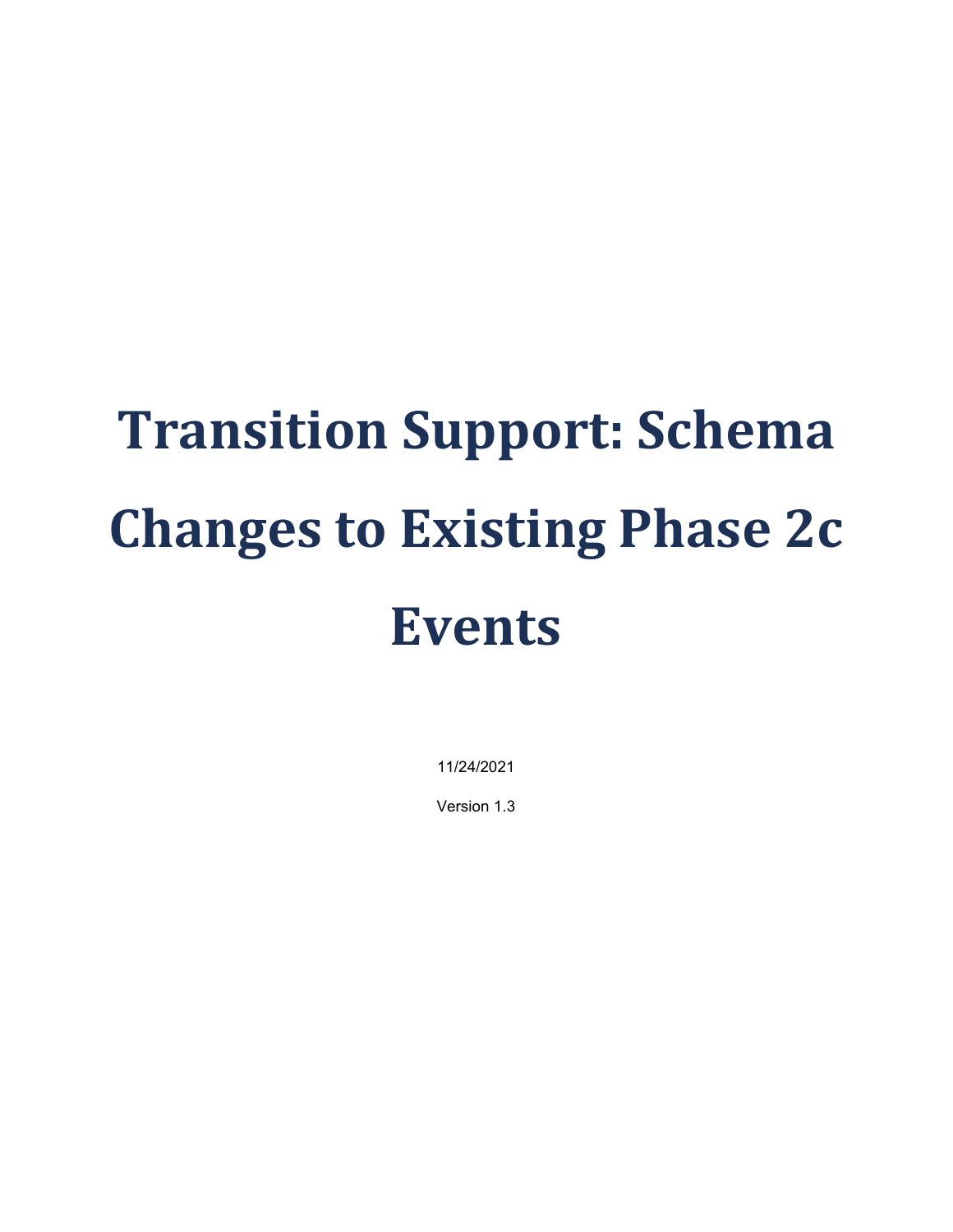# Transition Support: Schema Changes to Existing Phase 2c Events

11/24/2021

Version 1.3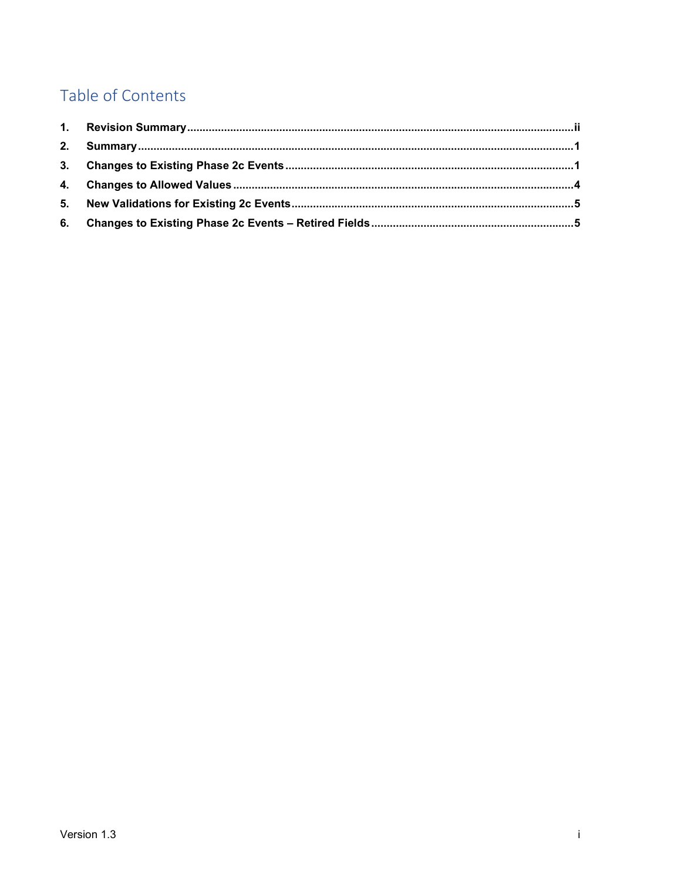# Table of Contents

1. **Revision Summary** ........ ii
2. **Summary** ........ 1
3. **Changes to Existing Phase 2c Events** ........ 1
4. **Changes to Allowed Values** ........ 4
5. **New Validations for Existing 2c Events** ........ 5
6. **Changes to Existing Phase 2c Events – Retired Fields** ........ 5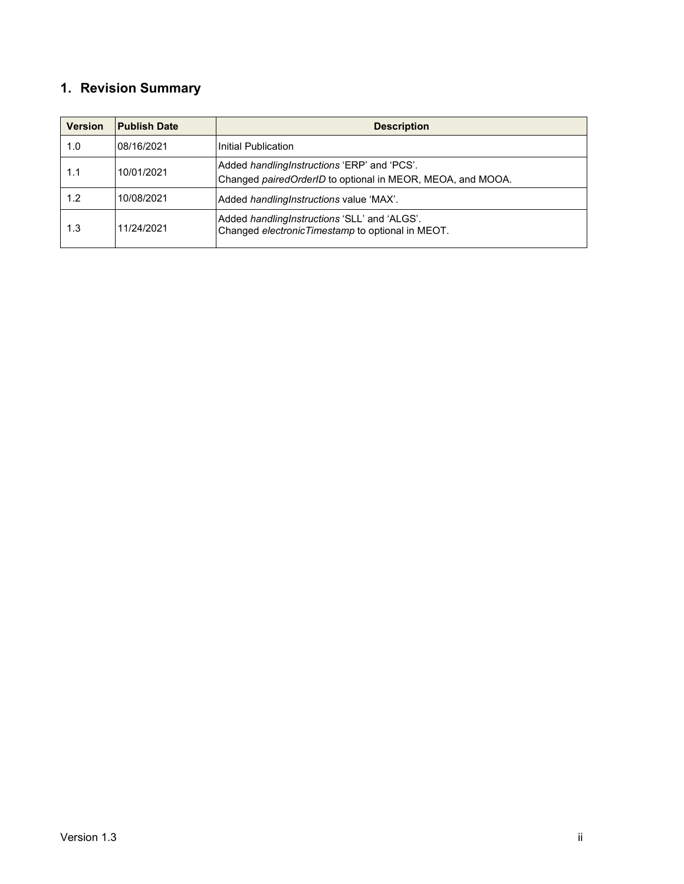# 1. Revision Summary

| Version | Publish Date | Description |
|---|---|---|
| 1.0 | 08/16/2021 | Initial Publication |
| 1.1 | 10/01/2021 | Added *handlingInstructions* 'ERP' and 'PCS'.<br>Changed *pairedOrderID* to optional in MEOR, MEOA, and MOOA. |
| 1.2 | 10/08/2021 | Added *handlingInstructions* value 'MAX'. |
| 1.3 | 11/24/2021 | Added *handlingInstructions* 'SLL' and 'ALGS'.<br>Changed *electronicTimestamp* to optional in MEOT. |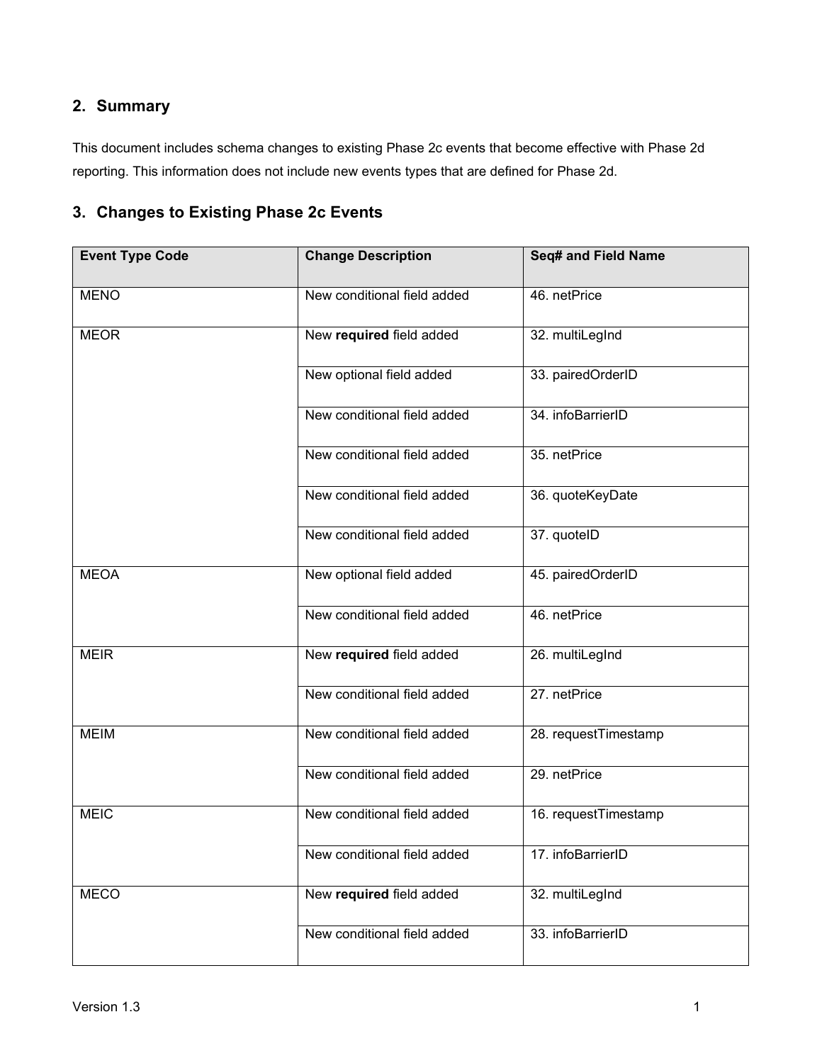## 2. Summary

This document includes schema changes to existing Phase 2c events that become effective with Phase 2d reporting. This information does not include new events types that are defined for Phase 2d.

## 3. Changes to Existing Phase 2c Events

| Event Type Code | Change Description | Seq# and Field Name |
|---|---|---|
| MENO | New conditional field added | 46. netPrice |
| MEOR | New **required** field added | 32. multiLegInd |
| | New optional field added | 33. pairedOrderID |
| | New conditional field added | 34. infoBarrierID |
| | New conditional field added | 35. netPrice |
| | New conditional field added | 36. quoteKeyDate |
| | New conditional field added | 37. quoteID |
| MEOA | New optional field added | 45. pairedOrderID |
| | New conditional field added | 46. netPrice |
| MEIR | New **required** field added | 26. multiLegInd |
| | New conditional field added | 27. netPrice |
| MEIM | New conditional field added | 28. requestTimestamp |
| | New conditional field added | 29. netPrice |
| MEIC | New conditional field added | 16. requestTimestamp |
| | New conditional field added | 17. infoBarrierID |
| MECO | New **required** field added | 32. multiLegInd |
| | New conditional field added | 33. infoBarrierID |

Version 1.3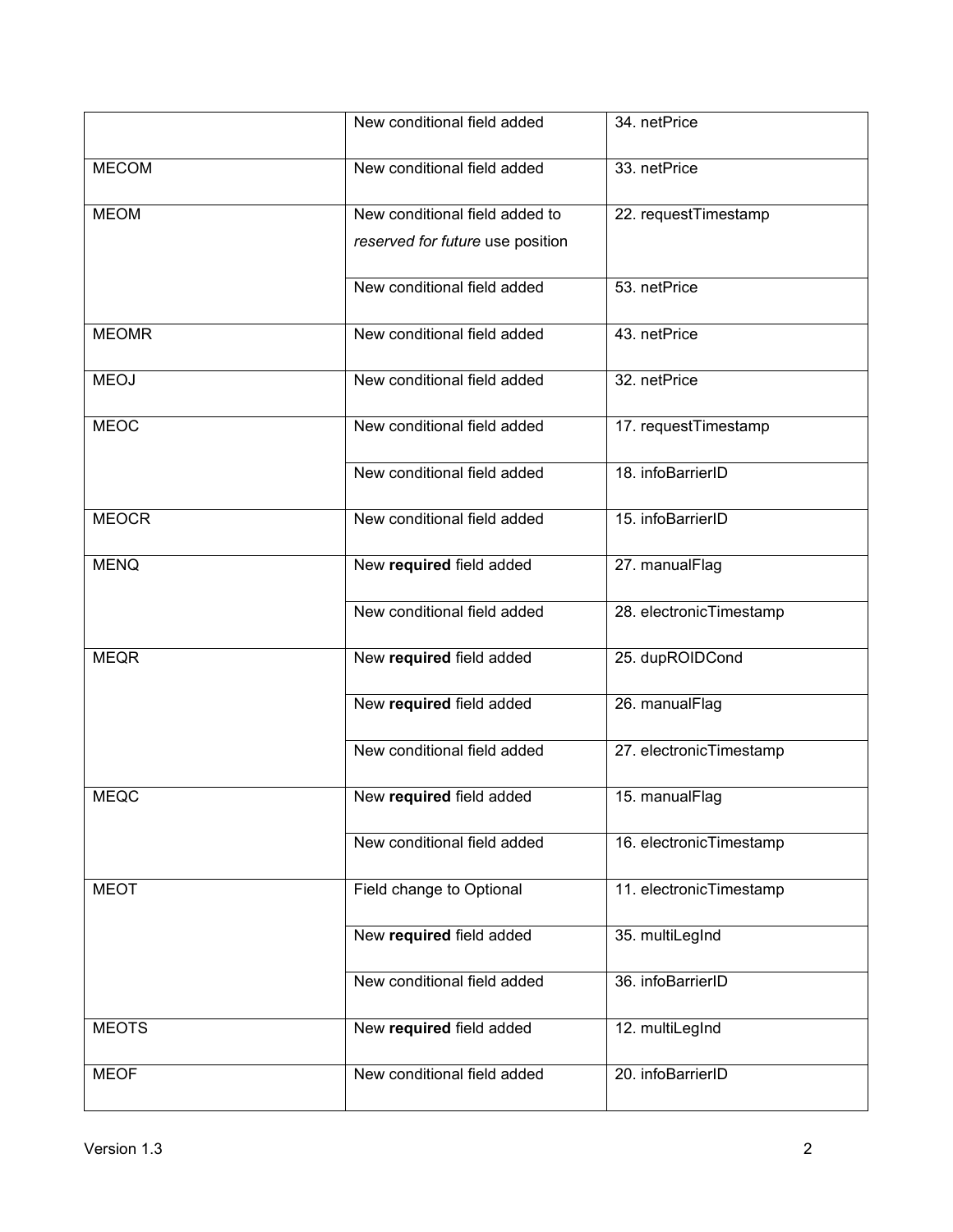| | | |
|---|---|---|
| | New conditional field added | 34. netPrice |
| MECOM | New conditional field added | 33. netPrice |
| MEOM | New conditional field added to *reserved for future* use position | 22. requestTimestamp |
| | New conditional field added | 53. netPrice |
| MEOMR | New conditional field added | 43. netPrice |
| MEOJ | New conditional field added | 32. netPrice |
| MEOC | New conditional field added | 17. requestTimestamp |
| | New conditional field added | 18. infoBarrierID |
| MEOCR | New conditional field added | 15. infoBarrierID |
| MENQ | New **required** field added | 27. manualFlag |
| | New conditional field added | 28. electronicTimestamp |
| MEQR | New **required** field added | 25. dupROIDCond |
| | New **required** field added | 26. manualFlag |
| | New conditional field added | 27. electronicTimestamp |
| MEQC | New **required** field added | 15. manualFlag |
| | New conditional field added | 16. electronicTimestamp |
| MEOT | Field change to Optional | 11. electronicTimestamp |
| | New **required** field added | 35. multiLegInd |
| | New conditional field added | 36. infoBarrierID |
| MEOTS | New **required** field added | 12. multiLegInd |
| MEOF | New conditional field added | 20. infoBarrierID |

Version 1.3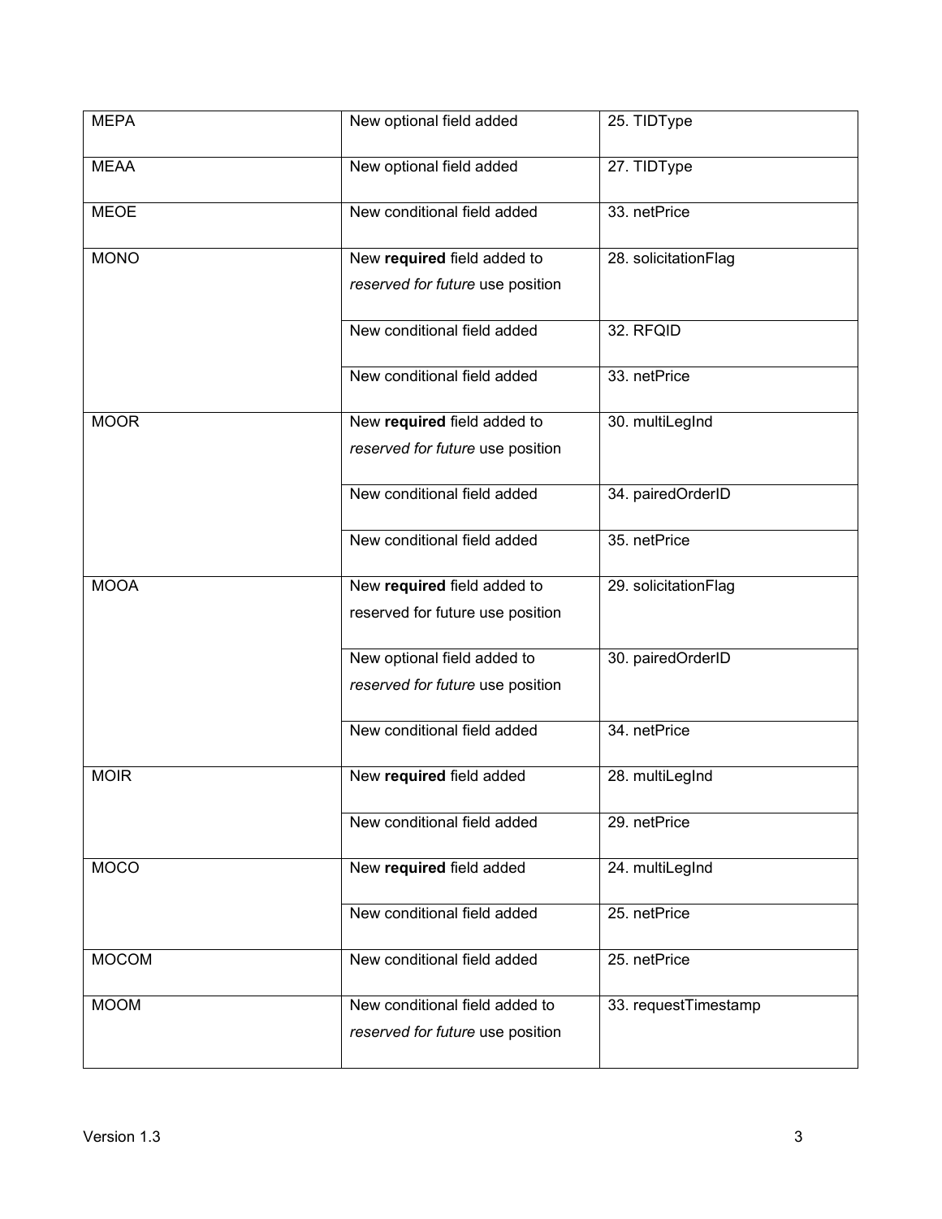| | | |
|---|---|---|
| MEPA | New optional field added | 25. TIDType |
| MEAA | New optional field added | 27. TIDType |
| MEOE | New conditional field added | 33. netPrice |
| MONO | New **required** field added to *reserved for future* use position | 28. solicitationFlag |
| | New conditional field added | 32. RFQID |
| | New conditional field added | 33. netPrice |
| MOOR | New **required** field added to *reserved for future* use position | 30. multiLegInd |
| | New conditional field added | 34. pairedOrderID |
| | New conditional field added | 35. netPrice |
| MOOA | New **required** field added to reserved for future use position | 29. solicitationFlag |
| | New optional field added to *reserved for future* use position | 30. pairedOrderID |
| | New conditional field added | 34. netPrice |
| MOIR | New **required** field added | 28. multiLegInd |
| | New conditional field added | 29. netPrice |
| MOCO | New **required** field added | 24. multiLegInd |
| | New conditional field added | 25. netPrice |
| MOCOM | New conditional field added | 25. netPrice |
| MOOM | New conditional field added to *reserved for future* use position | 33. requestTimestamp |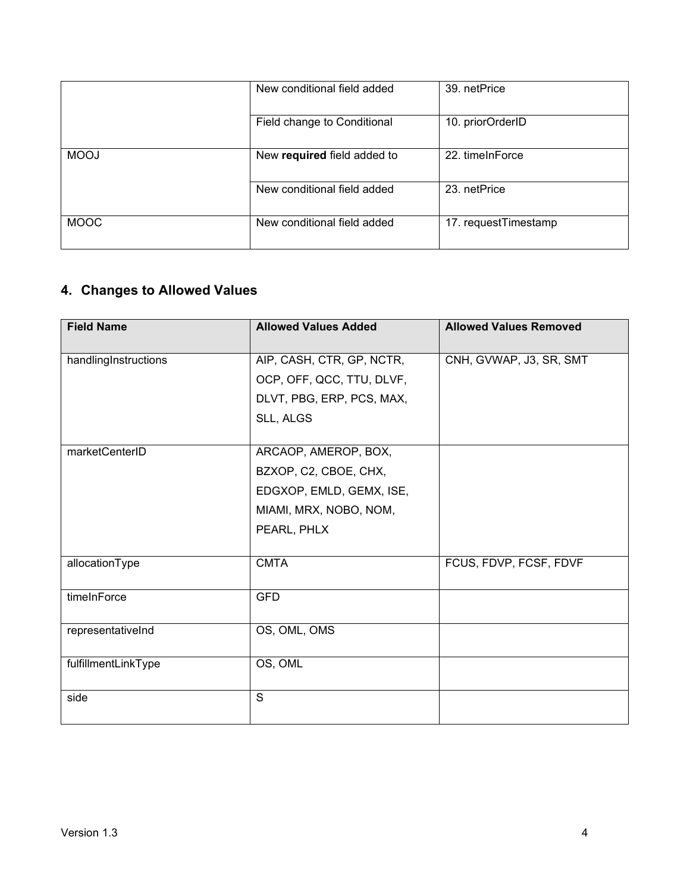|  |  |  |
| --- | --- | --- |
|  | New conditional field added | 39. netPrice |
|  | Field change to Conditional | 10. priorOrderID |
| MOOJ | New **required** field added to | 22. timeInForce |
|  | New conditional field added | 23. netPrice |
| MOOC | New conditional field added | 17. requestTimestamp |

## 4. Changes to Allowed Values

| Field Name | Allowed Values Added | Allowed Values Removed |
| --- | --- | --- |
| handlingInstructions | AIP, CASH, CTR, GP, NCTR, OCP, OFF, QCC, TTU, DLVF, DLVT, PBG, ERP, PCS, MAX, SLL, ALGS | CNH, GVWAP, J3, SR, SMT |
| marketCenterID | ARCAOP, AMEROP, BOX, BZXOP, C2, CBOE, CHX, EDGXOP, EMLD, GEMX, ISE, MIAMI, MRX, NOBO, NOM, PEARL, PHLX |  |
| allocationType | CMTA | FCUS, FDVP, FCSF, FDVF |
| timeInForce | GFD |  |
| representativeInd | OS, OML, OMS |  |
| fulfillmentLinkType | OS, OML |  |
| side | S |  |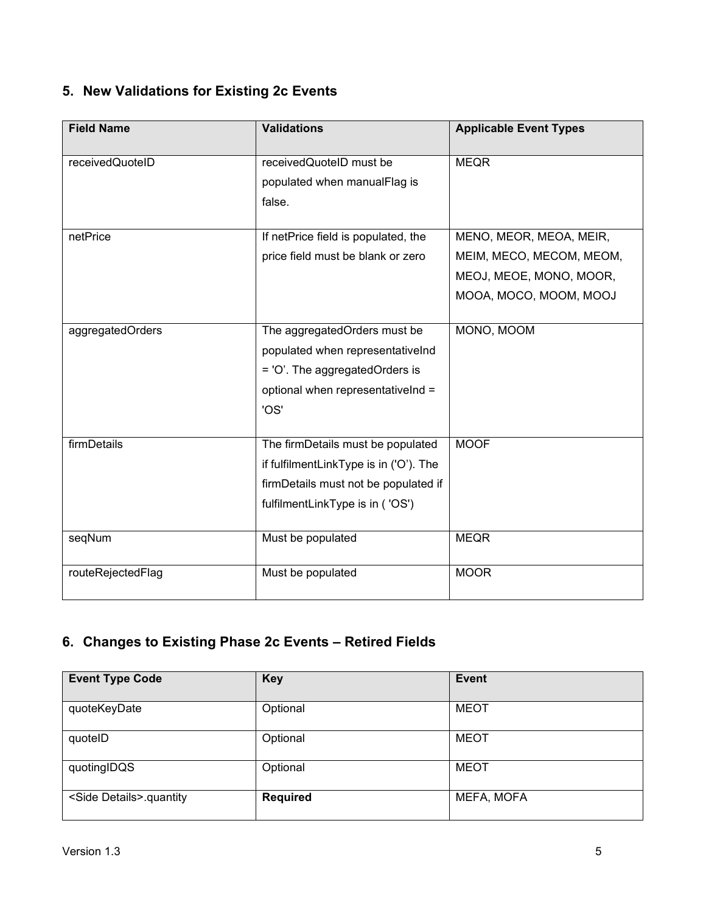## 5. New Validations for Existing 2c Events

| Field Name | Validations | Applicable Event Types |
| --- | --- | --- |
| receivedQuoteID | receivedQuoteID must be populated when manualFlag is false. | MEQR |
| netPrice | If netPrice field is populated, the price field must be blank or zero | MENO, MEOR, MEOA, MEIR, MEIM, MECO, MECOM, MEOM, MEOJ, MEOE, MONO, MOOR, MOOA, MOCO, MOOM, MOOJ |
| aggregatedOrders | The aggregatedOrders must be populated when representativeInd = 'O'. The aggregatedOrders is optional when representativeInd = 'OS' | MONO, MOOM |
| firmDetails | The firmDetails must be populated if fulfilmentLinkType is in ('O'). The firmDetails must not be populated if fulfilmentLinkType is in ( 'OS') | MOOF |
| seqNum | Must be populated | MEQR |
| routeRejectedFlag | Must be populated | MOOR |

## 6. Changes to Existing Phase 2c Events – Retired Fields

| Event Type Code | Key | Event |
| --- | --- | --- |
| quoteKeyDate | Optional | MEOT |
| quoteID | Optional | MEOT |
| quotingIDQS | Optional | MEOT |
| <Side Details>.quantity | **Required** | MEFA, MOFA |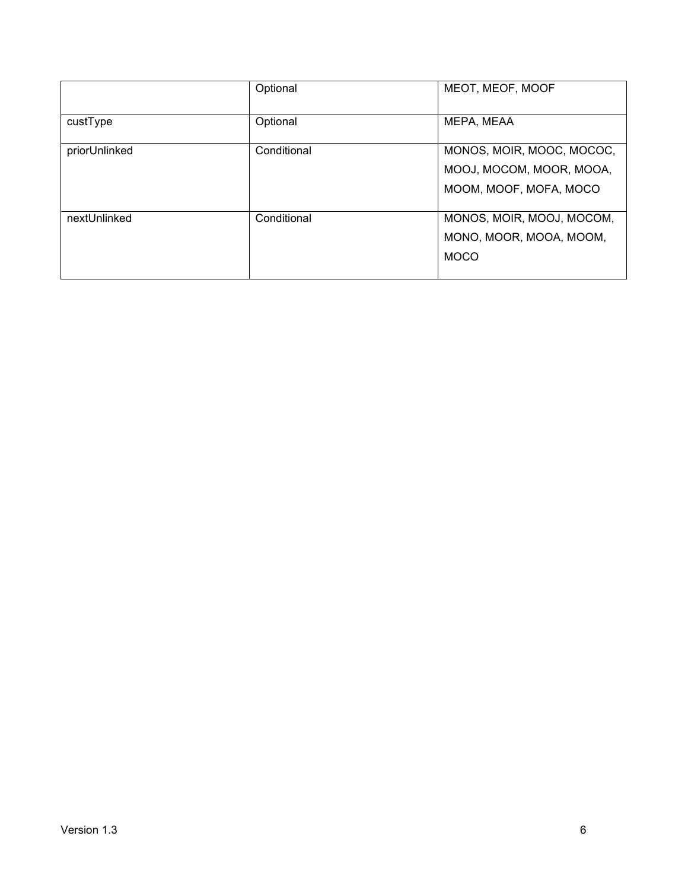| | | |
|---|---|---|
| | Optional | MEOT, MEOF, MOOF |
| custType | Optional | MEPA, MEAA |
| priorUnlinked | Conditional | MONOS, MOIR, MOOC, MOCOC, MOOJ, MOCOM, MOOR, MOOA, MOOM, MOOF, MOFA, MOCO |
| nextUnlinked | Conditional | MONOS, MOIR, MOOJ, MOCOM, MONO, MOOR, MOOA, MOOM, MOCO |

Version 1.3